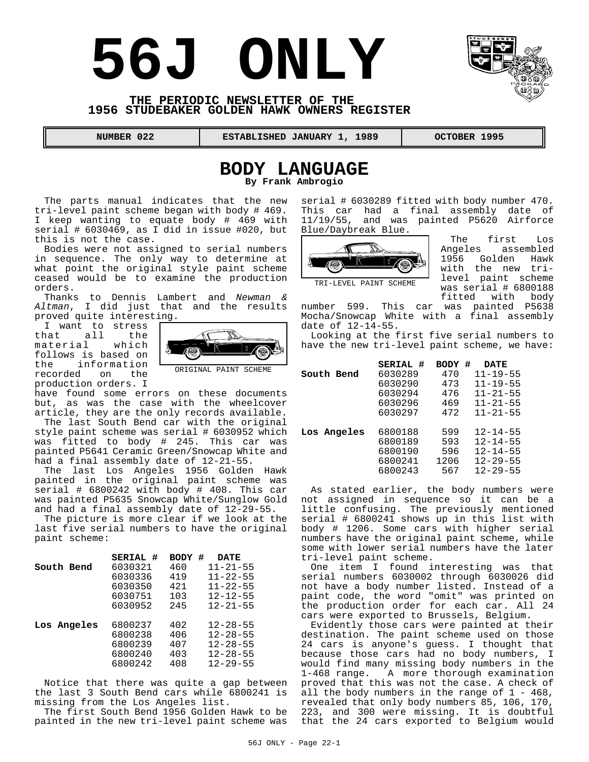# 56J ONLY

**THE PERIODIC NEWSLETTER OF THE 1956 STUDEBAKER GOLDEN HAWK OWNERS REGISTER**

| NUMBER 022 | ESTABLISHED JANUARY 1, 1989 | OCTOBER 1995 |
|---|---|---|

## BODY LANGUAGE

**By Frank Ambrogio**

The parts manual indicates that the new tri-level paint scheme began with body # 469. I keep wanting to equate body # 469 with serial # 6030469, as I did in issue #020, but this is not the case.

Bodies were not assigned to serial numbers in sequence. The only way to determine at what point the original style paint scheme ceased would be to examine the production orders.

Thanks to Dennis Lambert and *Newman & Altman*, I did just that and the results proved quite interesting.

I want to stress that all the material which follows is based on the information recorded on the production orders. I have found some errors on these documents but, as was the case with the wheelcover article, they are the only records available.

ORIGINAL PAINT SCHEME

The last South Bend car with the original style paint scheme was serial # 6030952 which was fitted to body # 245. This car was painted P5641 Ceramic Green/Snowcap White and had a final assembly date of 12-21-55.

The last Los Angeles 1956 Golden Hawk painted in the original paint scheme was serial # 6800242 with body # 408. This car was painted P5635 Snowcap White/Sunglow Gold and had a final assembly date of 12-29-55.

The picture is more clear if we look at the last five serial numbers to have the original paint scheme:

| | SERIAL # | BODY # | DATE |
|---|---|---|---|
| **South Bend** | 6030321 | 460 | 11-21-55 |
| | 6030336 | 419 | 11-22-55 |
| | 6030350 | 421 | 11-22-55 |
| | 6030751 | 103 | 12-12-55 |
| | 6030952 | 245 | 12-21-55 |
| **Los Angeles** | 6800237 | 402 | 12-28-55 |
| | 6800238 | 406 | 12-28-55 |
| | 6800239 | 407 | 12-28-55 |
| | 6800240 | 403 | 12-28-55 |
| | 6800242 | 408 | 12-29-55 |

Notice that there was quite a gap between the last 3 South Bend cars while 6800241 is missing from the Los Angeles list.

The first South Bend 1956 Golden Hawk to be painted in the new tri-level paint scheme was serial # 6030289 fitted with body number 470. This car had a final assembly date of 11/19/55, and was painted P5620 Airforce Blue/Daybreak Blue.

TRI-LEVEL PAINT SCHEME

The first Los Angeles assembled 1956 Golden Hawk with the new tri-level paint scheme was serial # 6800188 fitted with body number 599. This car was painted P5638 Mocha/Snowcap White with a final assembly date of 12-14-55.

Looking at the first five serial numbers to have the new tri-level paint scheme, we have:

| | SERIAL # | BODY # | DATE |
|---|---|---|---|
| **South Bend** | 6030289 | 470 | 11-19-55 |
| | 6030290 | 473 | 11-19-55 |
| | 6030294 | 476 | 11-21-55 |
| | 6030296 | 469 | 11-21-55 |
| | 6030297 | 472 | 11-21-55 |
| **Los Angeles** | 6800188 | 599 | 12-14-55 |
| | 6800189 | 593 | 12-14-55 |
| | 6800190 | 596 | 12-14-55 |
| | 6800241 | 1206 | 12-29-55 |
| | 6800243 | 567 | 12-29-55 |

As stated earlier, the body numbers were not assigned in sequence so it can be a little confusing. The previously mentioned serial # 6800241 shows up in this list with body # 1206. Some cars with higher serial numbers have the original paint scheme, while some with lower serial numbers have the later tri-level paint scheme.

One item I found interesting was that serial numbers 6030002 through 6030026 did not have a body number listed. Instead of a paint code, the word "omit" was printed on the production order for each car. All 24 cars were exported to Brussels, Belgium.

Evidently those cars were painted at their destination. The paint scheme used on those 24 cars is anyone's guess. I thought that because those cars had no body numbers, I would find many missing body numbers in the 1-468 range. A more thorough examination proved that this was not the case. A check of all the body numbers in the range of 1 - 468, revealed that only body numbers 85, 106, 170, 223, and 300 were missing. It is doubtful that the 24 cars exported to Belgium would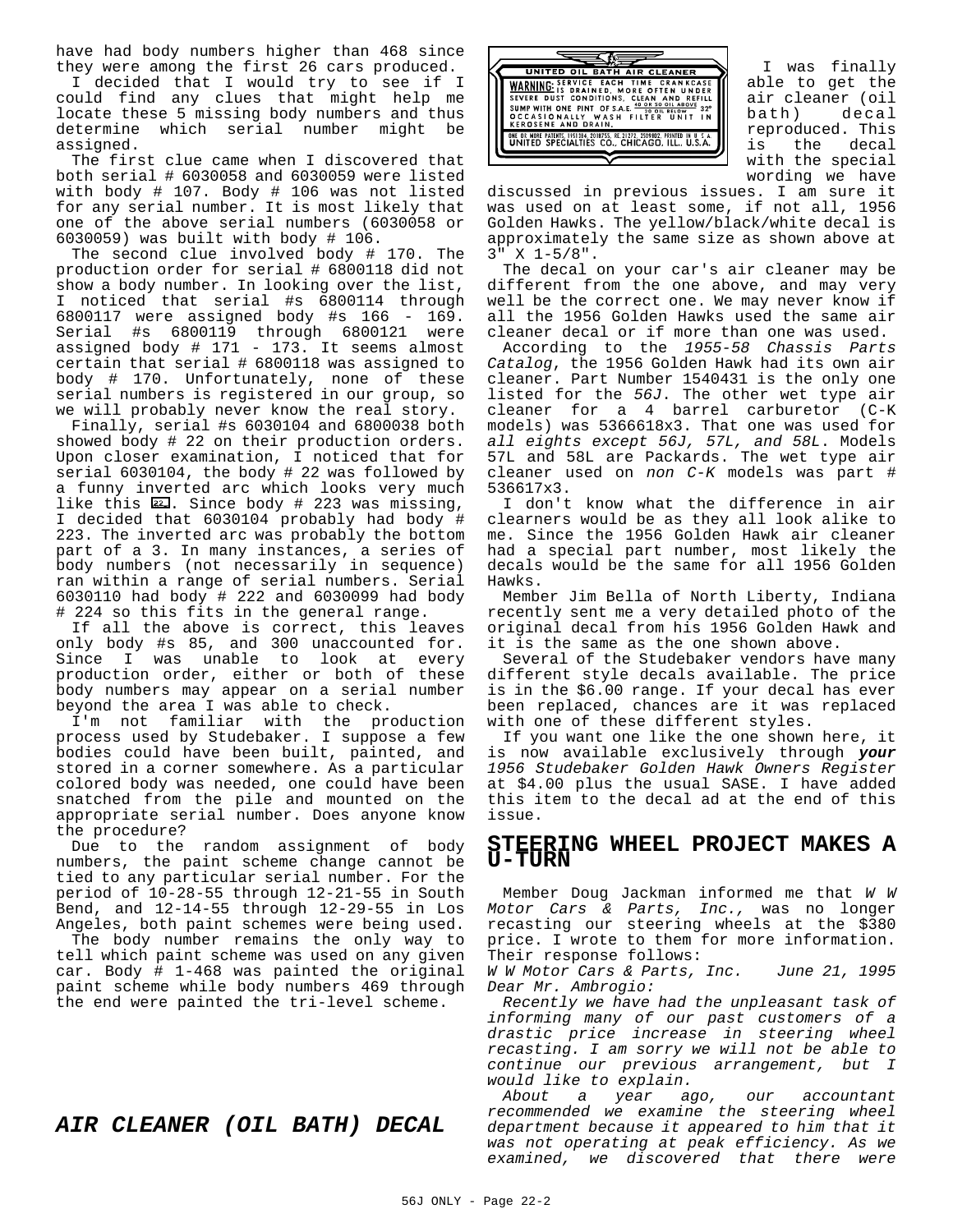have had body numbers higher than 468 since they were among the first 26 cars produced.

I decided that I would try to see if I could find any clues that might help me locate these 5 missing body numbers and thus determine which serial number might be assigned.

The first clue came when I discovered that both serial # 6030058 and 6030059 were listed with body # 107. Body # 106 was not listed for any serial number. It is most likely that one of the above serial numbers (6030058 or 6030059) was built with body # 106.

The second clue involved body # 170. The production order for serial # 6800118 did not show a body number. In looking over the list, I noticed that serial #s 6800114 through 6800117 were assigned body #s 166 - 169. Serial #s 6800119 through 6800121 were assigned body # 171 - 173. It seems almost certain that serial # 6800118 was assigned to body # 170. Unfortunately, none of these serial numbers is registered in our group, so we will probably never know the real story.

Finally, serial #s 6030104 and 6800038 both showed body # 22 on their production orders. Upon closer examination, I noticed that for serial 6030104, the body # 22 was followed by a funny inverted arc which looks very much like this 22. Since body # 223 was missing, I decided that 6030104 probably had body # 223. The inverted arc was probably the bottom part of a 3. In many instances, a series of body numbers (not necessarily in sequence) ran within a range of serial numbers. Serial 6030110 had body # 222 and 6030099 had body # 224 so this fits in the general range.

If all the above is correct, this leaves only body #s 85, and 300 unaccounted for. Since I was unable to look at every production order, either or both of these body numbers may appear on a serial number beyond the area I was able to check.

I'm not familiar with the production process used by Studebaker. I suppose a few bodies could have been built, painted, and stored in a corner somewhere. As a particular colored body was needed, one could have been snatched from the pile and mounted on the appropriate serial number. Does anyone know the procedure?

Due to the random assignment of body numbers, the paint scheme change cannot be tied to any particular serial number. For the period of 10-28-55 through 12-21-55 in South Bend, and 12-14-55 through 12-29-55 in Los Angeles, both paint schemes were being used.

The body number remains the only way to tell which paint scheme was used on any given car. Body # 1-468 was painted the original paint scheme while body numbers 469 through the end were painted the tri-level scheme.

## *AIR CLEANER (OIL BATH) DECAL*

UNITED OIL BATH AIR CLEANER
WARNING: SERVICE EACH TIME CRANKCASE IS DRAINED, MORE OFTEN UNDER SEVERE DUST CONDITIONS, CLEAN AND REFILL SUMP WITH ONE PINT OF S.A.E. 40 OR 50 OIL ABOVE 32° / 20 OIL BELOW. OCCASIONALLY WASH FILTER UNIT IN KEROSENE AND DRAIN.
ONE OR MORE PATENTS, 1951384, 2018755, RE. 21272, 2509802, PRINTED IN U.S.A.
UNITED SPECIALTIES CO., CHICAGO, ILL., U.S.A.

I was finally able to get the air cleaner (oil bath) decal reproduced. This is the decal with the special wording we have discussed in previous issues. I am sure it was used on at least some, if not all, 1956 Golden Hawks. The yellow/black/white decal is approximately the same size as shown above at 3" X 1-5/8".

The decal on your car's air cleaner may be different from the one above, and may very well be the correct one. We may never know if all the 1956 Golden Hawks used the same air cleaner decal or if more than one was used.

According to the *1955-58 Chassis Parts Catalog*, the 1956 Golden Hawk had its own air cleaner. Part Number 1540431 is the only one listed for the *56J*. The other wet type air cleaner for a 4 barrel carburetor (C-K models) was 5366618x3. That one was used for *all eights except 56J, 57L, and 58L*. Models 57L and 58L are Packards. The wet type air cleaner used on *non C-K* models was part # 536617x3.

I don't know what the difference in air clearners would be as they all look alike to me. Since the 1956 Golden Hawk air cleaner had a special part number, most likely the decals would be the same for all 1956 Golden Hawks.

Member Jim Bella of North Liberty, Indiana recently sent me a very detailed photo of the original decal from his 1956 Golden Hawk and it is the same as the one shown above.

Several of the Studebaker vendors have many different style decals available. The price is in the $6.00 range. If your decal has ever been replaced, chances are it was replaced with one of these different styles.

If you want one like the one shown here, it is now available exclusively through ***your*** *1956 Studebaker Golden Hawk Owners Register* at $4.00 plus the usual SASE. I have added this item to the decal ad at the end of this issue.

## STEERING WHEEL PROJECT MAKES A U-TURN

Member Doug Jackman informed me that *W W Motor Cars & Parts, Inc.,* was no longer recasting our steering wheels at the $380 price. I wrote to them for more information. Their response follows:

*W W Motor Cars & Parts, Inc. June 21, 1995*
*Dear Mr. Ambrogio:*

*Recently we have had the unpleasant task of informing many of our past customers of a drastic price increase in steering wheel recasting. I am sorry we will not be able to continue our previous arrangement, but I would like to explain.*

*About a year ago, our accountant recommended we examine the steering wheel department because it appeared to him that it was not operating at peak efficiency. As we examined, we discovered that there were*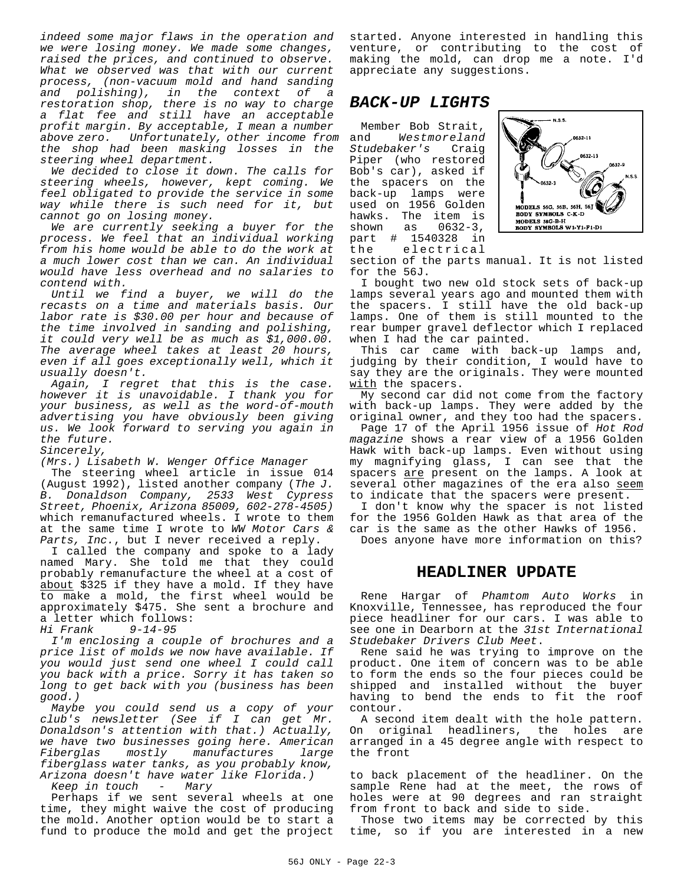*indeed some major flaws in the operation and we were losing money. We made some changes, raised the prices, and continued to observe. What we observed was that with our current process, (non-vacuum mold and hand sanding and polishing), in the context of a restoration shop, there is no way to charge a flat fee and still have an acceptable profit margin. By acceptable, I mean a number above zero. Unfortunately, other income from the shop had been masking losses in the steering wheel department.*

*We decided to close it down. The calls for steering wheels, however, kept coming. We feel obligated to provide the service in some way while there is such need for it, but cannot go on losing money.*

*We are currently seeking a buyer for the process. We feel that an individual working from his home would be able to do the work at a much lower cost than we can. An individual would have less overhead and no salaries to contend with.*

*Until we find a buyer, we will do the recasts on a time and materials basis. Our labor rate is $30.00 per hour and because of the time involved in sanding and polishing, it could very well be as much as $1,000.00. The average wheel takes at least 20 hours, even if all goes exceptionally well, which it usually doesn't.*

*Again, I regret that this is the case. however it is unavoidable. I thank you for your business, as well as the word-of-mouth advertising you have obviously been giving us. We look forward to serving you again in the future.*

*Sincerely,*

*(Mrs.) Lisabeth W. Wenger Office Manager*

The steering wheel article in issue 014 (August 1992), listed another company (*The J. B. Donaldson Company, 2533 West Cypress Street, Phoenix, Arizona 85009, 602-278-4505*) which remanufactured wheels. I wrote to them at the same time I wrote to *WW Motor Cars & Parts, Inc.*, but I never received a reply.

I called the company and spoke to a lady named Mary. She told me that they could probably remanufacture the wheel at a cost of <u>about</u> $325 if they have a mold. If they have to make a mold, the first wheel would be approximately $475. She sent a brochure and a letter which follows:

*Hi Frank 9-14-95*

*I'm enclosing a couple of brochures and a price list of molds we now have available. If you would just send one wheel I could call you back with a price. Sorry it has taken so long to get back with you (business has been good.)*

*Maybe you could send us a copy of your club's newsletter (See if I can get Mr. Donaldson's attention with that.) Actually, we have two businesses going here. American Fiberglas mostly manufactures large fiberglass water tanks, as you probably know, Arizona doesn't have water like Florida.)*

*Keep in touch - Mary*

Perhaps if we sent several wheels at one time, they might waive the cost of producing the mold. Another option would be to start a fund to produce the mold and get the project started. Anyone interested in handling this venture, or contributing to the cost of making the mold, can drop me a note. I'd appreciate any suggestions.

## BACK-UP LIGHTS

Member Bob Strait, and *Westmoreland Studebaker's* Craig Piper (who restored Bob's car), asked if the spacers on the back-up lamps were used on 1956 Golden hawks. The item is shown as 0632-3, part # 1540328 in the electrical section of the parts manual. It is not listed for the 56J.

I bought two new old stock sets of back-up lamps several years ago and mounted them with the spacers. I still have the old back-up lamps. One of them is still mounted to the rear bumper gravel deflector which I replaced when I had the car painted.

This car came with back-up lamps and, judging by their condition, I would have to say they are the originals. They were mounted <u>with</u> the spacers.

My second car did not come from the factory with back-up lamps. They were added by the original owner, and they too had the spacers.

Page 17 of the April 1956 issue of *Hot Rod magazine* shows a rear view of a 1956 Golden Hawk with back-up lamps. Even without using my magnifying glass, I can see that the spacers <u>are</u> present on the lamps. A look at several other magazines of the era also <u>seem</u> to indicate that the spacers were present.

I don't know why the spacer is not listed for the 1956 Golden Hawk as that area of the car is the same as the other Hawks of 1956.

Does anyone have more information on this?

## HEADLINER UPDATE

Rene Hargar of *Phamtom Auto Works* in Knoxville, Tennessee, has reproduced the four piece headliner for our cars. I was able to see one in Dearborn at the *31st International Studebaker Drivers Club Meet*.

Rene said he was trying to improve on the product. One item of concern was to be able to form the ends so the four pieces could be shipped and installed without the buyer having to bend the ends to fit the roof contour.

A second item dealt with the hole pattern. On original headliners, the holes are arranged in a 45 degree angle with respect to the front to back placement of the headliner. On the sample Rene had at the meet, the rows of holes were at 90 degrees and ran straight from front to back and side to side.

Those two items may be corrected by this time, so if you are interested in a new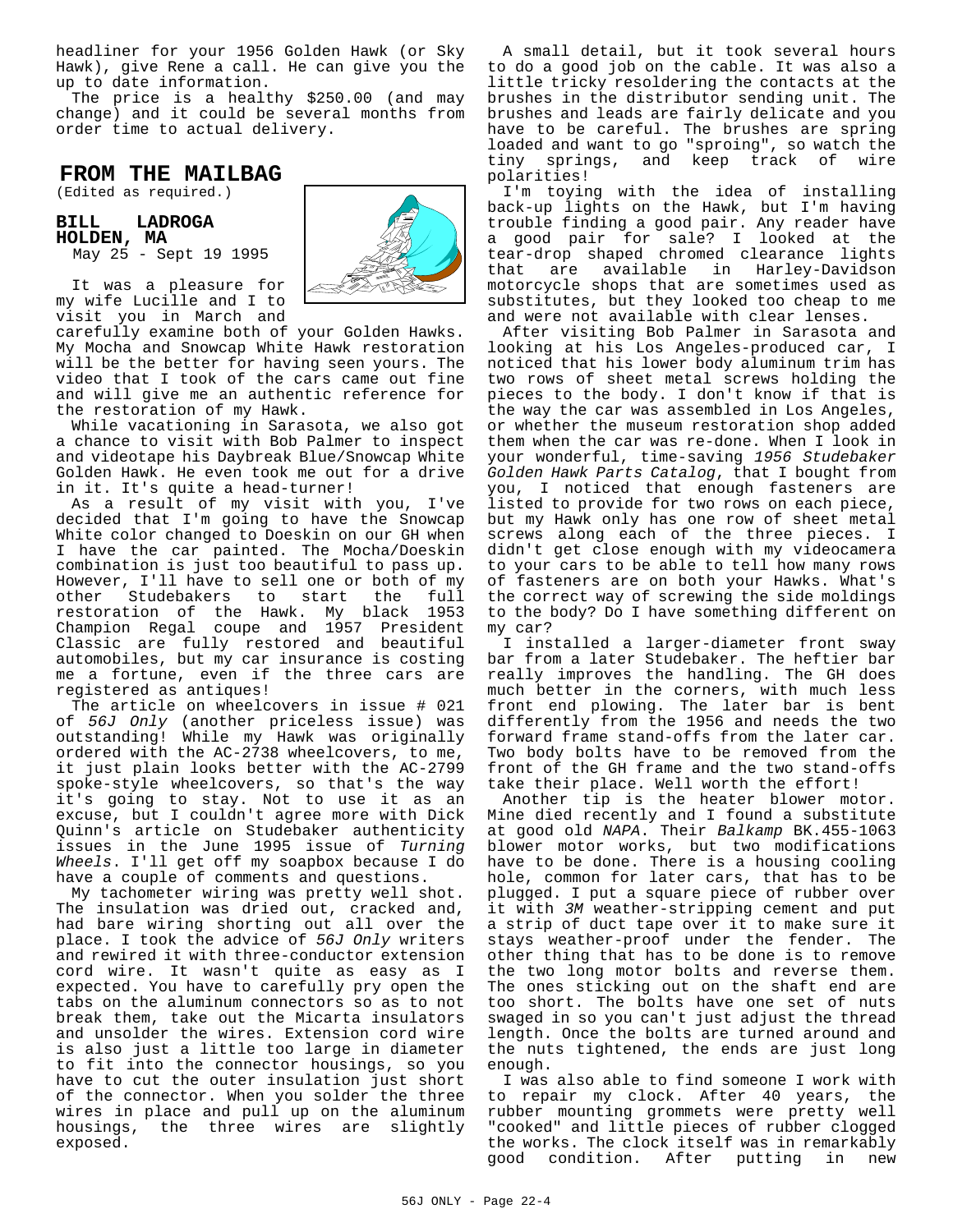headliner for your 1956 Golden Hawk (or Sky Hawk), give Rene a call. He can give you the up to date information.

The price is a healthy $250.00 (and may change) and it could be several months from order time to actual delivery.

## FROM THE MAILBAG

(Edited as required.)

### BILL LADROGA
### HOLDEN, MA

May 25 - Sept 19 1995

It was a pleasure for my wife Lucille and I to visit you in March and carefully examine both of your Golden Hawks. My Mocha and Snowcap White Hawk restoration will be the better for having seen yours. The video that I took of the cars came out fine and will give me an authentic reference for the restoration of my Hawk.

While vacationing in Sarasota, we also got a chance to visit with Bob Palmer to inspect and videotape his Daybreak Blue/Snowcap White Golden Hawk. He even took me out for a drive in it. It's quite a head-turner!

As a result of my visit with you, I've decided that I'm going to have the Snowcap White color changed to Doeskin on our GH when I have the car painted. The Mocha/Doeskin combination is just too beautiful to pass up. However, I'll have to sell one or both of my other Studebakers to start the full restoration of the Hawk. My black 1953 Champion Regal coupe and 1957 President Classic are fully restored and beautiful automobiles, but my car insurance is costing me a fortune, even if the three cars are registered as antiques!

The article on wheelcovers in issue # 021 of *56J Only* (another priceless issue) was outstanding! While my Hawk was originally ordered with the AC-2738 wheelcovers, to me, it just plain looks better with the AC-2799 spoke-style wheelcovers, so that's the way it's going to stay. Not to use it as an excuse, but I couldn't agree more with Dick Quinn's article on Studebaker authenticity issues in the June 1995 issue of *Turning Wheels*. I'll get off my soapbox because I do have a couple of comments and questions.

My tachometer wiring was pretty well shot. The insulation was dried out, cracked and, had bare wiring shorting out all over the place. I took the advice of *56J Only* writers and rewired it with three-conductor extension cord wire. It wasn't quite as easy as I expected. You have to carefully pry open the tabs on the aluminum connectors so as to not break them, take out the Micarta insulators and unsolder the wires. Extension cord wire is also just a little too large in diameter to fit into the connector housings, so you have to cut the outer insulation just short of the connector. When you solder the three wires in place and pull up on the aluminum housings, the three wires are slightly exposed.

A small detail, but it took several hours to do a good job on the cable. It was also a little tricky resoldering the contacts at the brushes in the distributor sending unit. The brushes and leads are fairly delicate and you have to be careful. The brushes are spring loaded and want to go "sproing", so watch the tiny springs, and keep track of wire polarities!

I'm toying with the idea of installing back-up lights on the Hawk, but I'm having trouble finding a good pair. Any reader have a good pair for sale? I looked at the tear-drop shaped chromed clearance lights that are available in Harley-Davidson motorcycle shops that are sometimes used as substitutes, but they looked too cheap to me and were not available with clear lenses.

After visiting Bob Palmer in Sarasota and looking at his Los Angeles-produced car, I noticed that his lower body aluminum trim has two rows of sheet metal screws holding the pieces to the body. I don't know if that is the way the car was assembled in Los Angeles, or whether the museum restoration shop added them when the car was re-done. When I look in your wonderful, time-saving *1956 Studebaker Golden Hawk Parts Catalog*, that I bought from you, I noticed that enough fasteners are listed to provide for two rows on each piece, but my Hawk only has one row of sheet metal screws along each of the three pieces. I didn't get close enough with my videocamera to your cars to be able to tell how many rows of fasteners are on both your Hawks. What's the correct way of screwing the side moldings to the body? Do I have something different on my car?

I installed a larger-diameter front sway bar from a later Studebaker. The heftier bar really improves the handling. The GH does much better in the corners, with much less front end plowing. The later bar is bent differently from the 1956 and needs the two forward frame stand-offs from the later car. Two body bolts have to be removed from the front of the GH frame and the two stand-offs take their place. Well worth the effort!

Another tip is the heater blower motor. Mine died recently and I found a substitute at good old *NAPA*. Their *Balkamp* BK.455-1063 blower motor works, but two modifications have to be done. There is a housing cooling hole, common for later cars, that has to be plugged. I put a square piece of rubber over it with *3M* weather-stripping cement and put a strip of duct tape over it to make sure it stays weather-proof under the fender. The other thing that has to be done is to remove the two long motor bolts and reverse them. The ones sticking out on the shaft end are too short. The bolts have one set of nuts swaged in so you can't just adjust the thread length. Once the bolts are turned around and the nuts tightened, the ends are just long enough.

I was also able to find someone I work with to repair my clock. After 40 years, the rubber mounting grommets were pretty well "cooked" and little pieces of rubber clogged the works. The clock itself was in remarkably good condition. After putting in new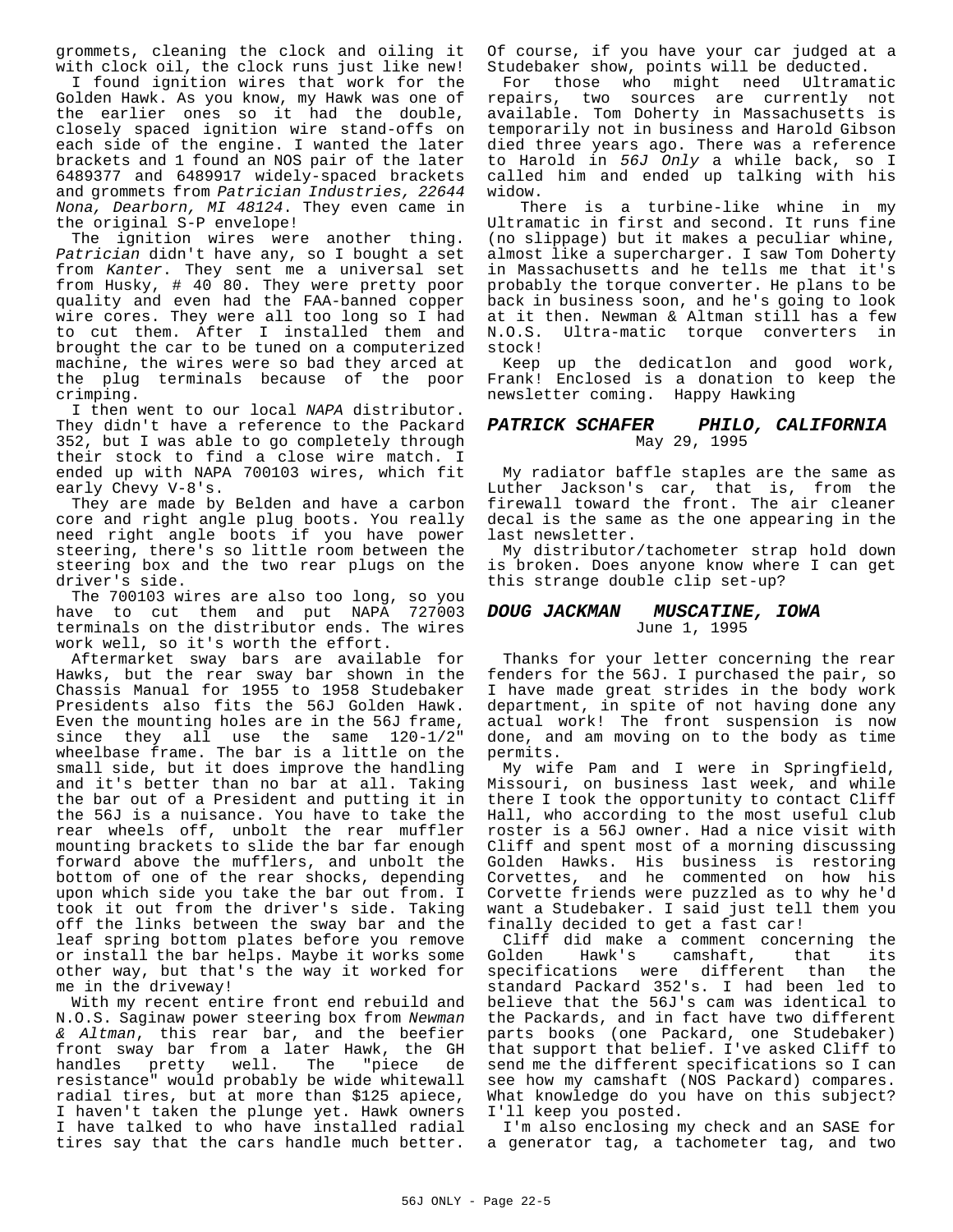grommets, cleaning the clock and oiling it with clock oil, the clock runs just like new!

I found ignition wires that work for the Golden Hawk. As you know, my Hawk was one of the earlier ones so it had the double, closely spaced ignition wire stand-offs on each side of the engine. I wanted the later brackets and 1 found an NOS pair of the later 6489377 and 6489917 widely-spaced brackets and grommets from *Patrician Industries, 22644 Nona, Dearborn, MI 48124*. They even came in the original S-P envelope!

The ignition wires were another thing. *Patrician* didn't have any, so I bought a set from *Kanter*. They sent me a universal set from Husky, # 40 80. They were pretty poor quality and even had the FAA-banned copper wire cores. They were all too long so I had to cut them. After I installed them and brought the car to be tuned on a computerized machine, the wires were so bad they arced at the plug terminals because of the poor crimping.

I then went to our local *NAPA* distributor. They didn't have a reference to the Packard 352, but I was able to go completely through their stock to find a close wire match. I ended up with NAPA 700103 wires, which fit early Chevy V-8's.

They are made by Belden and have a carbon core and right angle plug boots. You really need right angle boots if you have power steering, there's so little room between the steering box and the two rear plugs on the driver's side.

The 700103 wires are also too long, so you have to cut them and put NAPA 727003 terminals on the distributor ends. The wires work well, so it's worth the effort.

Aftermarket sway bars are available for Hawks, but the rear sway bar shown in the Chassis Manual for 1955 to 1958 Studebaker Presidents also fits the 56J Golden Hawk. Even the mounting holes are in the 56J frame, since they all use the same 120-1/2" wheelbase frame. The bar is a little on the small side, but it does improve the handling and it's better than no bar at all. Taking the bar out of a President and putting it in the 56J is a nuisance. You have to take the rear wheels off, unbolt the rear muffler mounting brackets to slide the bar far enough forward above the mufflers, and unbolt the bottom of one of the rear shocks, depending upon which side you take the bar out from. I took it out from the driver's side. Taking off the links between the sway bar and the leaf spring bottom plates before you remove or install the bar helps. Maybe it works some other way, but that's the way it worked for me in the driveway!

With my recent entire front end rebuild and N.O.S. Saginaw power steering box from *Newman & Altman*, this rear bar, and the beefier front sway bar from a later Hawk, the GH handles pretty well. The "piece de resistance" would probably be wide whitewall radial tires, but at more than $125 apiece, I haven't taken the plunge yet. Hawk owners I have talked to who have installed radial tires say that the cars handle much better. Of course, if you have your car judged at a Studebaker show, points will be deducted.

For those who might need Ultramatic repairs, two sources are currently not available. Tom Doherty in Massachusetts is temporarily not in business and Harold Gibson died three years ago. There was a reference to Harold in *56J Only* a while back, so I called him and ended up talking with his widow.

There is a turbine-like whine in my Ultramatic in first and second. It runs fine (no slippage) but it makes a peculiar whine, almost like a supercharger. I saw Tom Doherty in Massachusetts and he tells me that it's probably the torque converter. He plans to be back in business soon, and he's going to look at it then. Newman & Altman still has a few N.O.S. Ultra-matic torque converters in stock!

Keep up the dedicatlon and good work, Frank! Enclosed is a donation to keep the newsletter coming. Happy Hawking

### PATRICK SCHAFER    PHILO, CALIFORNIA

May 29, 1995

My radiator baffle staples are the same as Luther Jackson's car, that is, from the firewall toward the front. The air cleaner decal is the same as the one appearing in the last newsletter.

My distributor/tachometer strap hold down is broken. Does anyone know where I can get this strange double clip set-up?

### DOUG JACKMAN    MUSCATINE, IOWA

June 1, 1995

Thanks for your letter concerning the rear fenders for the 56J. I purchased the pair, so I have made great strides in the body work department, in spite of not having done any actual work! The front suspension is now done, and am moving on to the body as time permits.

My wife Pam and I were in Springfield, Missouri, on business last week, and while there I took the opportunity to contact Cliff Hall, who according to the most useful club roster is a 56J owner. Had a nice visit with Cliff and spent most of a morning discussing Golden Hawks. His business is restoring Corvettes, and he commented on how his Corvette friends were puzzled as to why he'd want a Studebaker. I said just tell them you finally decided to get a fast car!

Cliff did make a comment concerning the Golden Hawk's camshaft, that its specifications were different than the standard Packard 352's. I had been led to believe that the 56J's cam was identical to the Packards, and in fact have two different parts books (one Packard, one Studebaker) that support that belief. I've asked Cliff to send me the different specifications so I can see how my camshaft (NOS Packard) compares. What knowledge do you have on this subject? I'll keep you posted.

I'm also enclosing my check and an SASE for a generator tag, a tachometer tag, and two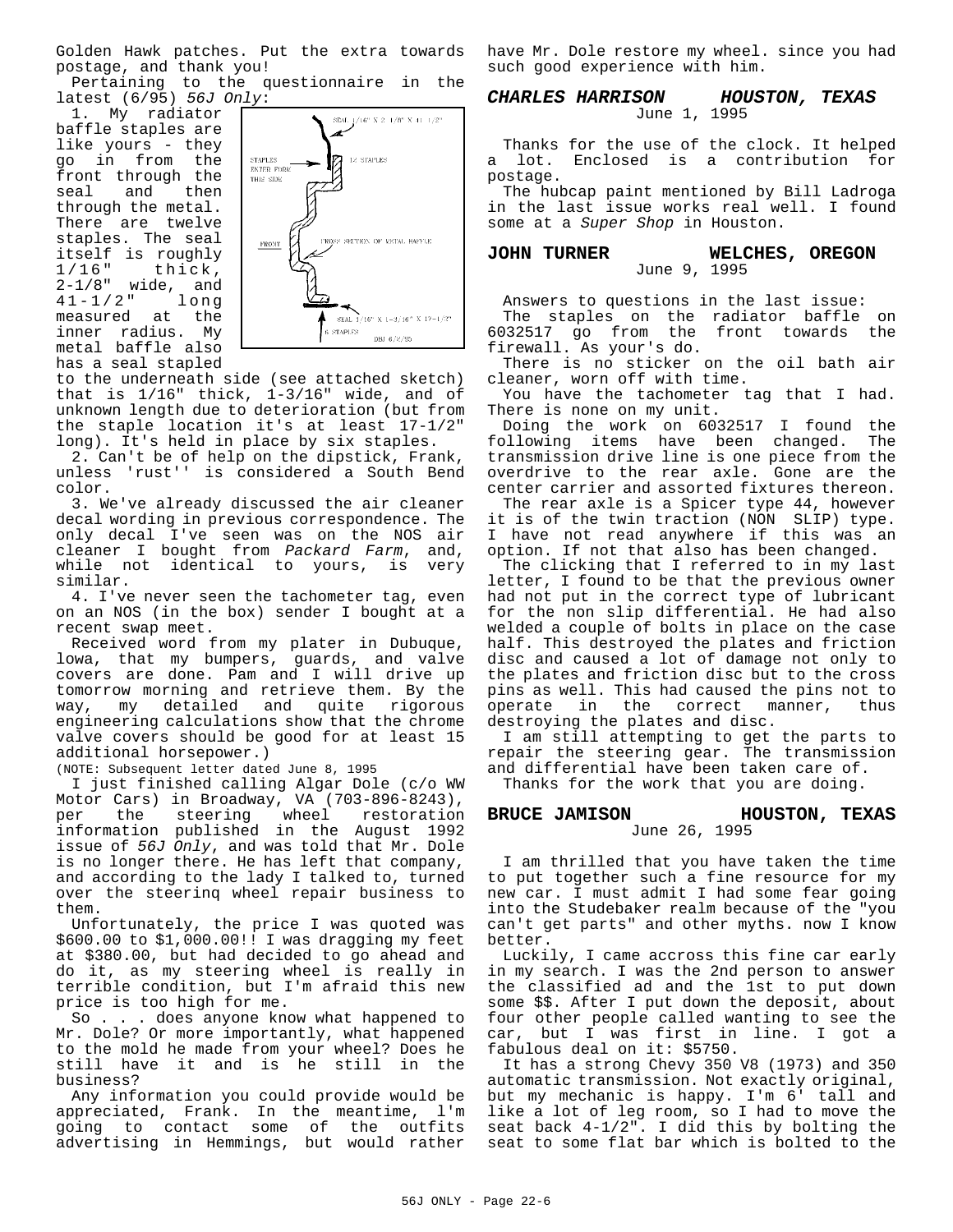Golden Hawk patches. Put the extra towards postage, and thank you!

Pertaining to the questionnaire in the latest (6/95) *56J Only*:

1. My radiator baffle staples are like yours - they go in from the front through the seal and then through the metal. There are twelve staples. The seal itself is roughly 1/16" thick, 2-1/8" wide, and 41-1/2" long measured at the inner radius. My metal baffle also has a seal stapled to the underneath side (see attached sketch) that is 1/16" thick, 1-3/16" wide, and of unknown length due to deterioration (but from the staple location it's at least 17-1/2" long). It's held in place by six staples.

SEAL 1/16" X 2-1/8" X 41-1/2"
STAPLES ENTER FROM THIS SIDE
12 STAPLES
FRONT
CROSS SECTION OF METAL BAFFLE
SEAL 1/16" X 1-3/16" X 17-1/2"
6 STAPLES
DBJ 6/2/95

2. Can't be of help on the dipstick, Frank, unless 'rust'' is considered a South Bend color.

3. We've already discussed the air cleaner decal wording in previous correspondence. The only decal I've seen was on the NOS air cleaner I bought from *Packard Farm*, and, while not identical to yours, is very similar.

4. I've never seen the tachometer tag, even on an NOS (in the box) sender I bought at a recent swap meet.

Received word from my plater in Dubuque, lowa, that my bumpers, guards, and valve covers are done. Pam and I will drive up tomorrow morning and retrieve them. By the way, my detailed and quite rigorous engineering calculations show that the chrome valve covers should be good for at least 15 additional horsepower.)

(NOTE: Subsequent letter dated June 8, 1995

I just finished calling Algar Dole (c/o WW Motor Cars) in Broadway, VA (703-896-8243), per the steering wheel restoration information published in the August 1992 issue of *56J Only*, and was told that Mr. Dole is no longer there. He has left that company, and according to the lady I talked to, turned over the steerinq wheel repair business to them.

Unfortunately, the price I was quoted was $600.00 to $1,000.00!! I was dragging my feet at $380.00, but had decided to go ahead and do it, as my steering wheel is really in terrible condition, but I'm afraid this new price is too high for me.

So . . . does anyone know what happened to Mr. Dole? Or more importantly, what happened to the mold he made from your wheel? Does he still have it and is he still in the business?

Any information you could provide would be appreciated, Frank. In the meantime, l'm going to contact some of the outfits advertising in Hemmings, but would rather have Mr. Dole restore my wheel. since you had such good experience with him.

### *CHARLES HARRISON HOUSTON, TEXAS*
June 1, 1995

Thanks for the use of the clock. It helped a lot. Enclosed is a contribution for postage.

The hubcap paint mentioned by Bill Ladroga in the last issue works real well. I found some at a *Super Shop* in Houston.

### JOHN TURNER WELCHES, OREGON
June 9, 1995

Answers to questions in the last issue:

The staples on the radiator baffle on 6032517 go from the front towards the firewall. As your's do.

There is no sticker on the oil bath air cleaner, worn off with time.

You have the tachometer tag that I had. There is none on my unit.

Doing the work on 6032517 I found the following items have been changed. The transmission drive line is one piece from the overdrive to the rear axle. Gone are the center carrier and assorted fixtures thereon.

The rear axle is a Spicer type 44, however it is of the twin traction (NON SLIP) type. I have not read anywhere if this was an option. If not that also has been changed.

The clicking that I referred to in my last letter, I found to be that the previous owner had not put in the correct type of lubricant for the non slip differential. He had also welded a couple of bolts in place on the case half. This destroyed the plates and friction disc and caused a lot of damage not only to the plates and friction disc but to the cross pins as well. This had caused the pins not to operate in the correct manner, thus destroying the plates and disc.

I am still attempting to get the parts to repair the steering gear. The transmission and differential have been taken care of.

Thanks for the work that you are doing.

### BRUCE JAMISON HOUSTON, TEXAS
June 26, 1995

I am thrilled that you have taken the time to put together such a fine resource for my new car. I must admit I had some fear going into the Studebaker realm because of the "you can't get parts" and other myths. now I know better.

Luckily, I came accross this fine car early in my search. I was the 2nd person to answer the classified ad and the 1st to put down some $$. After I put down the deposit, about four other people called wanting to see the car, but I was first in line. I got a fabulous deal on it: $5750.

It has a strong Chevy 350 V8 (1973) and 350 automatic transmission. Not exactly original, but my mechanic is happy. I'm 6' tall and like a lot of leg room, so I had to move the seat back 4-1/2". I did this by bolting the seat to some flat bar which is bolted to the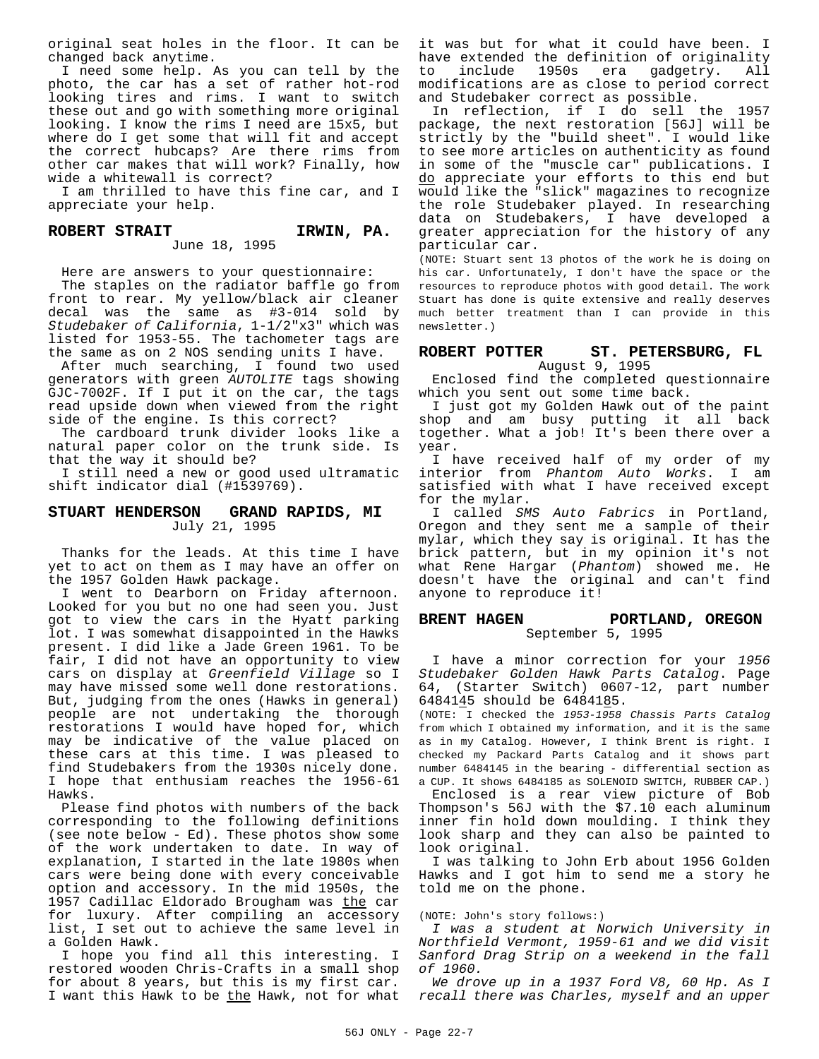original seat holes in the floor. It can be changed back anytime.

I need some help. As you can tell by the photo, the car has a set of rather hot-rod looking tires and rims. I want to switch these out and go with something more original looking. I know the rims I need are 15x5, but where do I get some that will fit and accept the correct hubcaps? Are there rims from other car makes that will work? Finally, how wide a whitewall is correct?

I am thrilled to have this fine car, and I appreciate your help.

## ROBERT STRAIT — IRWIN, PA.

June 18, 1995

Here are answers to your questionnaire:

The staples on the radiator baffle go from front to rear. My yellow/black air cleaner decal was the same as #3-014 sold by *Studebaker of California*, 1-1/2"x3" which was listed for 1953-55. The tachometer tags are the same as on 2 NOS sending units I have.

After much searching, I found two used generators with green *AUTOLITE* tags showing GJC-7002F. If I put it on the car, the tags read upside down when viewed from the right side of the engine. Is this correct?

The cardboard trunk divider looks like a natural paper color on the trunk side. Is that the way it should be?

I still need a new or good used ultramatic shift indicator dial (#1539769).

## STUART HENDERSON — GRAND RAPIDS, MI

July 21, 1995

Thanks for the leads. At this time I have yet to act on them as I may have an offer on the 1957 Golden Hawk package.

I went to Dearborn on Friday afternoon. Looked for you but no one had seen you. Just got to view the cars in the Hyatt parking lot. I was somewhat disappointed in the Hawks present. I did like a Jade Green 1961. To be fair, I did not have an opportunity to view cars on display at *Greenfield Village* so I may have missed some well done restorations. But, judging from the ones (Hawks in general) people are not undertaking the thorough restorations I would have hoped for, which may be indicative of the value placed on these cars at this time. I was pleased to find Studebakers from the 1930s nicely done. I hope that enthusiam reaches the 1956-61 Hawks.

Please find photos with numbers of the back corresponding to the following definitions (see note below - Ed). These photos show some of the work undertaken to date. In way of explanation, I started in the late 1980s when cars were being done with every conceivable option and accessory. In the mid 1950s, the 1957 Cadillac Eldorado Brougham was the car for luxury. After compiling an accessory list, I set out to achieve the same level in a Golden Hawk.

I hope you find all this interesting. I restored wooden Chris-Crafts in a small shop for about 8 years, but this is my first car. I want this Hawk to be the Hawk, not for what it was but for what it could have been. I have extended the definition of originality to include 1950s era gadgetry. All modifications are as close to period correct and Studebaker correct as possible.

In reflection, if I do sell the 1957 package, the next restoration [56J] will be strictly by the "build sheet". I would like to see more articles on authenticity as found in some of the "muscle car" publications. I do appreciate your efforts to this end but would like the "slick" magazines to recognize the role Studebaker played. In researching data on Studebakers, I have developed a greater appreciation for the history of any particular car.

(NOTE: Stuart sent 13 photos of the work he is doing on his car. Unfortunately, I don't have the space or the resources to reproduce photos with good detail. The work Stuart has done is quite extensive and really deserves much better treatment than I can provide in this newsletter.)

## ROBERT POTTER — ST. PETERSBURG, FL

August 9, 1995

Enclosed find the completed questionnaire which you sent out some time back.

I just got my Golden Hawk out of the paint shop and am busy putting it all back together. What a job! It's been there over a year.

I have received half of my order of my interior from *Phantom Auto Works*. I am satisfied with what I have received except for the mylar.

I called *SMS Auto Fabrics* in Portland, Oregon and they sent me a sample of their mylar, which they say is original. It has the brick pattern, but in my opinion it's not what Rene Hargar (*Phantom*) showed me. He doesn't have the original and can't find anyone to reproduce it!

## BRENT HAGEN — PORTLAND, OREGON

September 5, 1995

I have a minor correction for your *1956 Studebaker Golden Hawk Parts Catalog*. Page 64, (Starter Switch) 0607-12, part number 6484145 should be 6484185.

(NOTE: I checked the *1953-1958 Chassis Parts Catalog* from which I obtained my information, and it is the same as in my Catalog. However, I think Brent is right. I checked my Packard Parts Catalog and it shows part number 6484145 in the bearing - differential section as a CUP. It shows 6484185 as SOLENOID SWITCH, RUBBER CAP.)

Enclosed is a rear view picture of Bob Thompson's 56J with the $7.10 each aluminum inner fin hold down moulding. I think they look sharp and they can also be painted to look original.

I was talking to John Erb about 1956 Golden Hawks and I got him to send me a story he told me on the phone.

(NOTE: John's story follows:)

*I was a student at Norwich University in Northfield Vermont, 1959-61 and we did visit Sanford Drag Strip on a weekend in the fall of 1960.*

*We drove up in a 1937 Ford V8, 60 Hp. As I recall there was Charles, myself and an upper*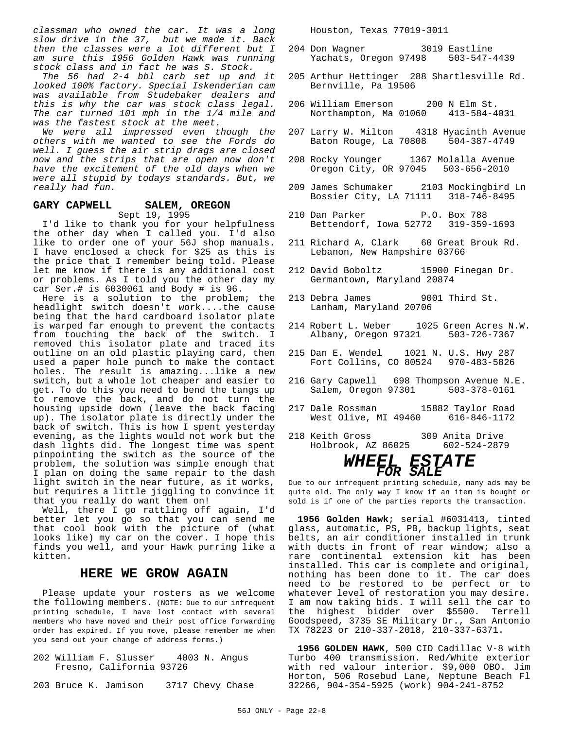*classman who owned the car. It was a long slow drive in the 37, but we made it. Back then the classes were a lot different but I am sure this 1956 Golden Hawk was running stock class and in fact he was S. Stock.*

*The 56 had 2-4 bbl carb set up and it looked 100% factory. Special Iskenderian cam was available from Studebaker dealers and this is why the car was stock class legal. The car turned 101 mph in the 1/4 mile and was the fastest stock at the meet.*

*We were all impressed even though the others with me wanted to see the Fords do well. I guess the air strip drags are closed now and the strips that are open now don't have the excitement of the old days when we were all stupid by todays standards. But, we really had fun.*

### GARY CAPWELL SALEM, OREGON

Sept 19, 1995

I'd like to thank you for your helpfulness the other day when I called you. I'd also like to order one of your 56J shop manuals. I have enclosed a check for $25 as this is the price that I remember being told. Please let me know if there is any additional cost or problems. As I told you the other day my car Ser.# is 6030061 and Body # is 96.

Here is a solution to the problem; the headlight switch doesn't work....the cause being that the hard cardboard isolator plate is warped far enough to prevent the contacts from touching the back of the switch. I removed this isolator plate and traced its outline on an old plastic playing card, then used a paper hole punch to make the contact holes. The result is amazing...like a new switch, but a whole lot cheaper and easier to get. To do this you need to bend the tangs up to remove the back, and do not turn the housing upside down (leave the back facing up). The isolator plate is directly under the back of switch. This is how I spent yesterday evening, as the lights would not work but the dash lights did. The longest time was spent pinpointing the switch as the source of the problem, the solution was simple enough that I plan on doing the same repair to the dash light switch in the near future, as it works, but requires a little jiggling to convince it that you really do want them on!

Well, there I go rattling off again, I'd better let you go so that you can send me that cool book with the picture of (what looks like) my car on the cover. I hope this finds you well, and your Hawk purring like a kitten.

## HERE WE GROW AGAIN

Please update your rosters as we welcome the following members. (NOTE: Due to our infrequent printing schedule, I have lost contact with several members who have moved and their post office forwarding order has expired. If you move, please remember me when you send out your change of address forms.)

202 William F. Slusser 4003 N. Angus
Fresno, California 93726

203 Bruce K. Jamison 3717 Chevy Chase
Houston, Texas 77019-3011

204 Don Wagner 3019 Eastline
Yachats, Oregon 97498 503-547-4439

205 Arthur Hettinger 288 Shartlesville Rd.
Bernville, Pa 19506

206 William Emerson 200 N Elm St.
Northampton, Ma 01060 413-584-4031

207 Larry W. Milton 4318 Hyacinth Avenue
Baton Rouge, La 70808 504-387-4749

208 Rocky Younger 1367 Molalla Avenue
Oregon City, OR 97045 503-656-2010

209 James Schumaker 2103 Mockingbird Ln
Bossier City, LA 71111 318-746-8495

210 Dan Parker P.O. Box 788
Bettendorf, Iowa 52772 319-359-1693

211 Richard A, Clark 60 Great Brouk Rd.
Lebanon, New Hampshire 03766

212 David Boboltz 15900 Finegan Dr.
Germantown, Maryland 20874

213 Debra James 9001 Third St.
Lanham, Maryland 20706

214 Robert L. Weber 1025 Green Acres N.W.
Albany, Oregon 97321 503-726-7367

215 Dan E. Wendel 1021 N. U.S. Hwy 287
Fort Collins, CO 80524 970-483-5826

216 Gary Capwell 698 Thompson Avenue N.E.
Salem, Oregon 97301 503-378-0161

217 Dale Rossman 15882 Taylor Road
West Olive, MI 49460 616-846-1172

218 Keith Gross 309 Anita Drive
Holbrook, AZ 86025 602-524-2879

## *WHEEL ESTATE*
### *FOR SALE*

Due to our infrequent printing schedule, many ads may be quite old. The only way I know if an item is bought or sold is if one of the parties reports the transaction.

**1956 Golden Hawk**; serial #6031413, tinted glass, automatic, PS, PB, backup lights, seat belts, an air conditioner installed in trunk with ducts in front of rear window; also a rare continental extension kit has been installed. This car is complete and original, nothing has been done to it. The car does need to be restored to be perfect or to whatever level of restoration you may desire. I am now taking bids. I will sell the car to the highest bidder over $5500. Terrell Goodspeed, 3735 SE Military Dr., San Antonio TX 78223 or 210-337-2018, 210-337-6371.

**1956 GOLDEN HAWK**, 500 CID Cadillac V-8 with Turbo 400 transmission. Red/White exterior with red valour interior. $9,000 OBO. Jim Horton, 506 Rosebud Lane, Neptune Beach Fl 32266, 904-354-5925 (work) 904-241-8752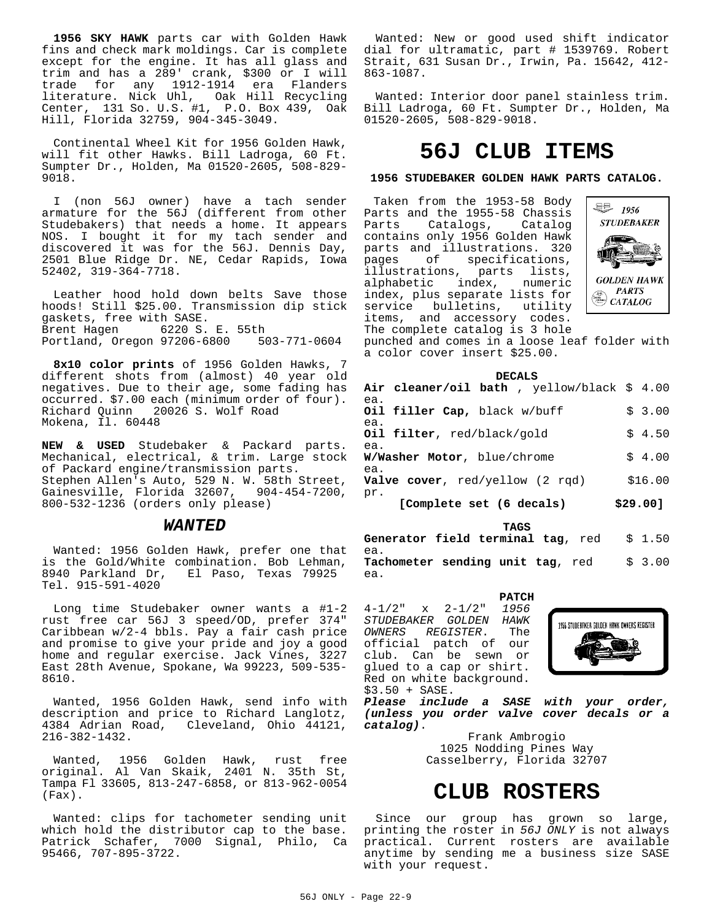**1956 SKY HAWK** parts car with Golden Hawk fins and check mark moldings. Car is complete except for the engine. It has all glass and trim and has a 289' crank, $300 or I will trade for any 1912-1914 era Flanders literature. Nick Uhl, Oak Hill Recycling Center, 131 So. U.S. #1, P.O. Box 439, Oak Hill, Florida 32759, 904-345-3049.

Continental Wheel Kit for 1956 Golden Hawk, will fit other Hawks. Bill Ladroga, 60 Ft. Sumpter Dr., Holden, Ma 01520-2605, 508-829-9018.

I (non 56J owner) have a tach sender armature for the 56J (different from other Studebakers) that needs a home. It appears NOS. I bought it for my tach sender and discovered it was for the 56J. Dennis Day, 2501 Blue Ridge Dr. NE, Cedar Rapids, Iowa 52402, 319-364-7718.

Leather hood hold down belts Save those hoods! Still $25.00. Transmission dip stick gaskets, free with SASE.
Brent Hagen 6220 S. E. 55th
Portland, Oregon 97206-6800 503-771-0604

**8x10 color prints** of 1956 Golden Hawks, 7 different shots from (almost) 40 year old negatives. Due to their age, some fading has occurred. $7.00 each (minimum order of four). Richard Quinn 20026 S. Wolf Road
Mokena, Il. 60448

**NEW & USED** Studebaker & Packard parts. Mechanical, electrical, & trim. Large stock of Packard engine/transmission parts.
Stephen Allen's Auto, 529 N. W. 58th Street, Gainesville, Florida 32607, 904-454-7200, 800-532-1236 (orders only please)

## *WANTED*

Wanted: 1956 Golden Hawk, prefer one that is the Gold/White combination. Bob Lehman, 8940 Parkland Dr, El Paso, Texas 79925 Tel. 915-591-4020

Long time Studebaker owner wants a #1-2 rust free car 56J 3 speed/OD, prefer 374" Caribbean w/2-4 bbls. Pay a fair cash price and promise to give your pride and joy a good home and regular exercise. Jack Vines, 3227 East 28th Avenue, Spokane, Wa 99223, 509-535-8610.

Wanted, 1956 Golden Hawk, send info with description and price to Richard Langlotz, 4384 Adrian Road, Cleveland, Ohio 44121, 216-382-1432.

Wanted, 1956 Golden Hawk, rust free original. Al Van Skaik, 2401 N. 35th St, Tampa Fl 33605, 813-247-6858, or 813-962-0054 (Fax).

Wanted: clips for tachometer sending unit which hold the distributor cap to the base. Patrick Schafer, 7000 Signal, Philo, Ca 95466, 707-895-3722.

Wanted: New or good used shift indicator dial for ultramatic, part # 1539769. Robert Strait, 631 Susan Dr., Irwin, Pa. 15642, 412-863-1087.

Wanted: Interior door panel stainless trim. Bill Ladroga, 60 Ft. Sumpter Dr., Holden, Ma 01520-2605, 508-829-9018.

# 56J CLUB ITEMS

**1956 STUDEBAKER GOLDEN HAWK PARTS CATALOG.**

Taken from the 1953-58 Body Parts and the 1955-58 Chassis Parts Catalogs, Catalog contains only 1956 Golden Hawk parts and illustrations. 320 pages of specifications, illustrations, parts lists, alphabetic index, numeric index, plus separate lists for service bulletins, utility items, and accessory codes. The complete catalog is 3 hole punched and comes in a loose leaf folder with a color cover insert $25.00.

**DECALS**

| | |
|---|---|
| **Air cleaner/oil bath** , yellow/black ea. | $ 4.00 |
| **Oil filler Cap**, black w/buff ea. | $ 3.00 |
| **Oil filter**, red/black/gold ea. | $ 4.50 |
| **W/Washer Motor**, blue/chrome ea. | $ 4.00 |
| **Valve cover**, red/yellow (2 rqd) pr. | $16.00 |
| **[Complete set (6 decals)** | **$29.00]** |

**TAGS**

| | |
|---|---|
| **Generator field terminal tag**, red ea. | $ 1.50 |
| **Tachometer sending unit tag**, red ea. | $ 3.00 |

**PATCH**

4-1/2" x 2-1/2" *1956 STUDEBAKER GOLDEN HAWK OWNERS REGISTER*. The official patch of our club. Can be sewn or glued to a cap or shirt. Red on white background. $3.50 + SASE.

***Please include a SASE with your order, (unless you order valve cover decals or a catalog)***.

Frank Ambrogio
1025 Nodding Pines Way
Casselberry, Florida 32707

# CLUB ROSTERS

Since our group has grown so large, printing the roster in *56J ONLY* is not always practical. Current rosters are available anytime by sending me a business size SASE with your request.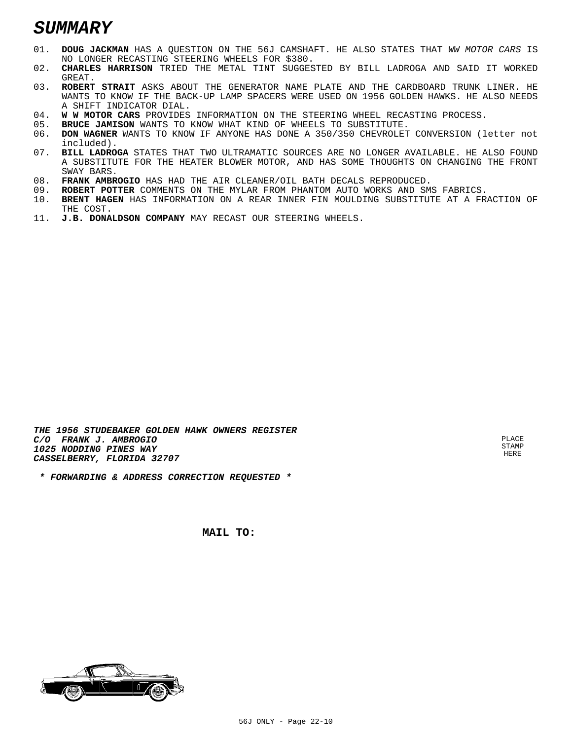# *SUMMARY*

01. **DOUG JACKMAN** HAS A QUESTION ON THE 56J CAMSHAFT. HE ALSO STATES THAT *WW MOTOR CARS* IS NO LONGER RECASTING STEERING WHEELS FOR $380.
02. **CHARLES HARRISON** TRIED THE METAL TINT SUGGESTED BY BILL LADROGA AND SAID IT WORKED GREAT.
03. **ROBERT STRAIT** ASKS ABOUT THE GENERATOR NAME PLATE AND THE CARDBOARD TRUNK LINER. HE WANTS TO KNOW IF THE BACK-UP LAMP SPACERS WERE USED ON 1956 GOLDEN HAWKS. HE ALSO NEEDS A SHIFT INDICATOR DIAL.
04. **W W MOTOR CARS** PROVIDES INFORMATION ON THE STEERING WHEEL RECASTING PROCESS.
05. **BRUCE JAMISON** WANTS TO KNOW WHAT KIND OF WHEELS TO SUBSTITUTE.
06. **DON WAGNER** WANTS TO KNOW IF ANYONE HAS DONE A 350/350 CHEVROLET CONVERSION (letter not included).
07. **BILL LADROGA** STATES THAT TWO ULTRAMATIC SOURCES ARE NO LONGER AVAILABLE. HE ALSO FOUND A SUBSTITUTE FOR THE HEATER BLOWER MOTOR, AND HAS SOME THOUGHTS ON CHANGING THE FRONT SWAY BARS.
08. **FRANK AMBROGIO** HAS HAD THE AIR CLEANER/OIL BATH DECALS REPRODUCED.
09. **ROBERT POTTER** COMMENTS ON THE MYLAR FROM PHANTOM AUTO WORKS AND SMS FABRICS.
10. **BRENT HAGEN** HAS INFORMATION ON A REAR INNER FIN MOULDING SUBSTITUTE AT A FRACTION OF THE COST.
11. **J.B. DONALDSON COMPANY** MAY RECAST OUR STEERING WHEELS.

***THE 1956 STUDEBAKER GOLDEN HAWK OWNERS REGISTER***
***C/O FRANK J. AMBROGIO***
***1025 NODDING PINES WAY***
***CASSELBERRY, FLORIDA 32707***

PLACE
STAMP
HERE

***\* FORWARDING & ADDRESS CORRECTION REQUESTED \****

**MAIL TO:**

56J ONLY - Page 22-10